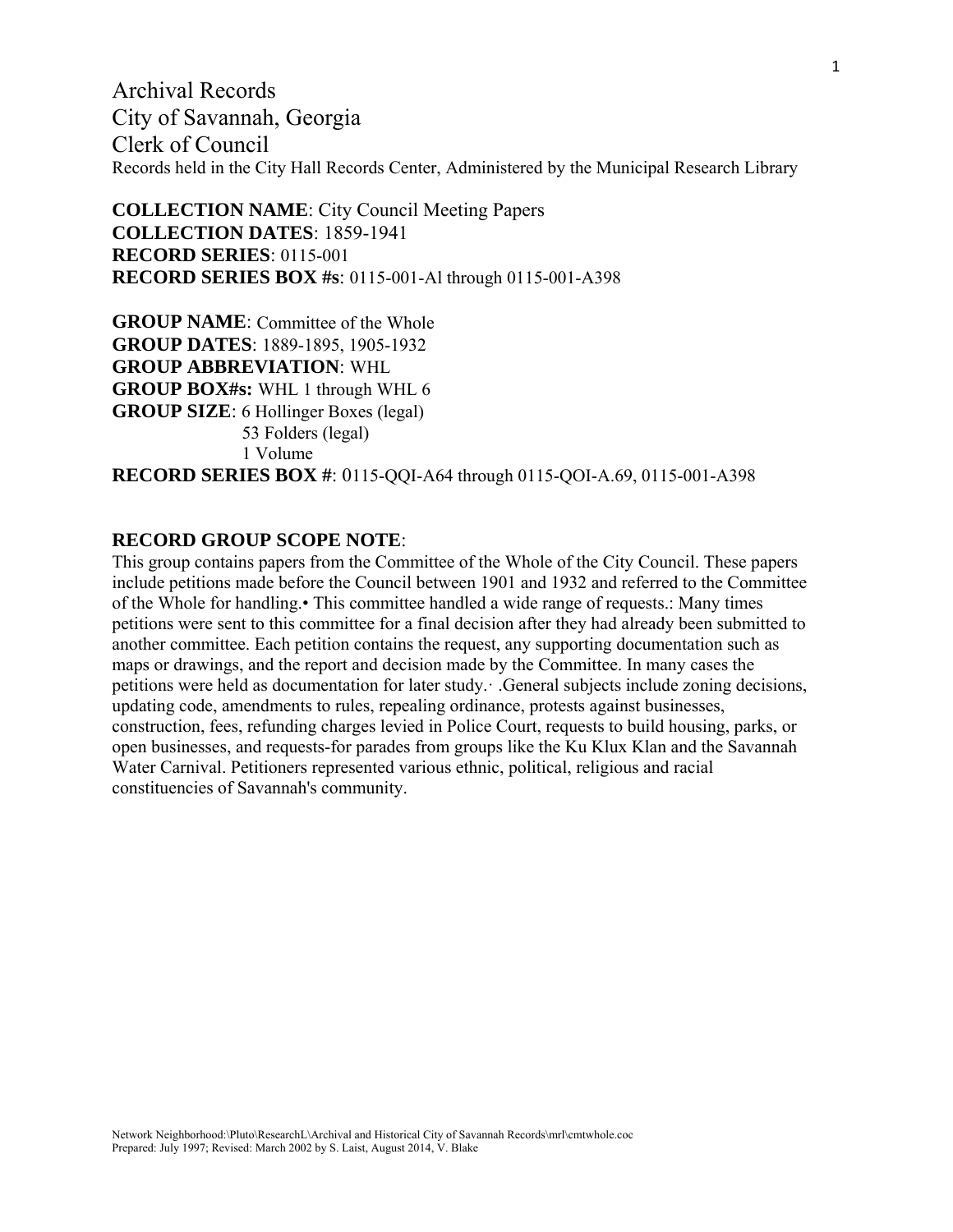# Archival Records
# City of Savannah, Georgia
# Clerk of Council

Records held in the City Hall Records Center, Administered by the Municipal Research Library

**COLLECTION NAME**: City Council Meeting Papers
**COLLECTION DATES**: 1859-1941
**RECORD SERIES**: 0115-001
**RECORD SERIES BOX #s**: 0115-001-Al through 0115-001-A398

**GROUP NAME**: Committee of the Whole
**GROUP DATES**: 1889-1895, 1905-1932
**GROUP ABBREVIATION**: WHL
**GROUP BOX#s:** WHL 1 through WHL 6
**GROUP SIZE**: 6 Hollinger Boxes (legal)
53 Folders (legal)
1 Volume
**RECORD SERIES BOX #**: 0115-QQI-A64 through 0115-QOI-A.69, 0115-001-A398

**RECORD GROUP SCOPE NOTE**:

This group contains papers from the Committee of the Whole of the City Council. These papers include petitions made before the Council between 1901 and 1932 and referred to the Committee of the Whole for handling.• This committee handled a wide range of requests.: Many times petitions were sent to this committee for a final decision after they had already been submitted to another committee. Each petition contains the request, any supporting documentation such as maps or drawings, and the report and decision made by the Committee. In many cases the petitions were held as documentation for later study.· .General subjects include zoning decisions, updating code, amendments to rules, repealing ordinance, protests against businesses, construction, fees, refunding charges levied in Police Court, requests to build housing, parks, or open businesses, and requests-for parades from groups like the Ku Klux Klan and the Savannah Water Carnival. Petitioners represented various ethnic, political, religious and racial constituencies of Savannah's community.

Network Neighborhood:\Pluto\ResearchL\Archival and Historical City of Savannah Records\mrl\cmtwhole.coc
Prepared: July 1997; Revised: March 2002 by S. Laist, August 2014, V. Blake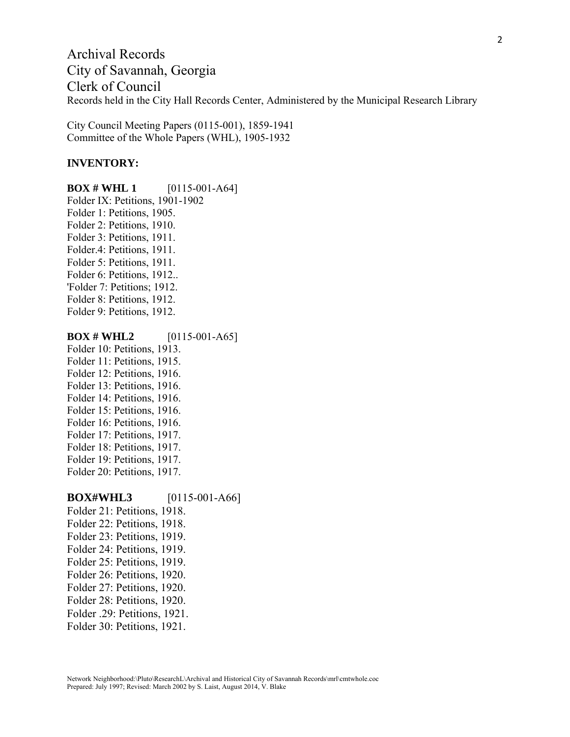# Archival Records
# City of Savannah, Georgia
# Clerk of Council

Records held in the City Hall Records Center, Administered by the Municipal Research Library

City Council Meeting Papers (0115-001), 1859-1941
Committee of the Whole Papers (WHL), 1905-1932

**INVENTORY:**

**BOX # WHL 1** [0115-001-A64]
Folder IX: Petitions, 1901-1902
Folder 1: Petitions, 1905.
Folder 2: Petitions, 1910.
Folder 3: Petitions, 1911.
Folder.4: Petitions, 1911.
Folder 5: Petitions, 1911.
Folder 6: Petitions, 1912..
'Folder 7: Petitions; 1912.
Folder 8: Petitions, 1912.
Folder 9: Petitions, 1912.

**BOX # WHL2** [0115-001-A65]
Folder 10: Petitions, 1913.
Folder 11: Petitions, 1915.
Folder 12: Petitions, 1916.
Folder 13: Petitions, 1916.
Folder 14: Petitions, 1916.
Folder 15: Petitions, 1916.
Folder 16: Petitions, 1916.
Folder 17: Petitions, 1917.
Folder 18: Petitions, 1917.
Folder 19: Petitions, 1917.
Folder 20: Petitions, 1917.

**BOX#WHL3** [0115-001-A66]
Folder 21: Petitions, 1918.
Folder 22: Petitions, 1918.
Folder 23: Petitions, 1919.
Folder 24: Petitions, 1919.
Folder 25: Petitions, 1919.
Folder 26: Petitions, 1920.
Folder 27: Petitions, 1920.
Folder 28: Petitions, 1920.
Folder .29: Petitions, 1921.
Folder 30: Petitions, 1921.

Network Neighborhood:\Pluto\ResearchL\Archival and Historical City of Savannah Records\mrl\cmtwhole.coc
Prepared: July 1997; Revised: March 2002 by S. Laist, August 2014, V. Blake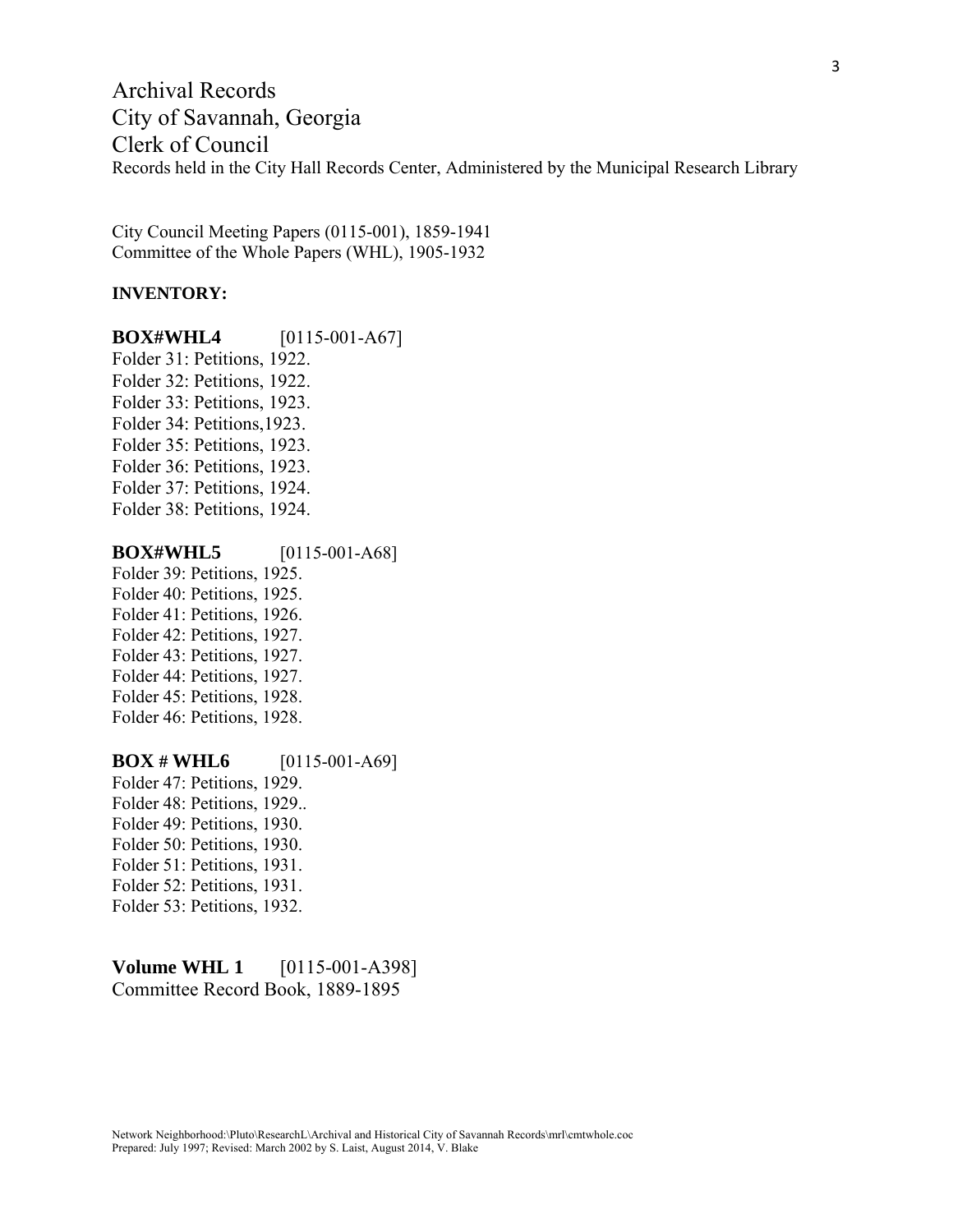# Archival Records
# City of Savannah, Georgia
# Clerk of Council

Records held in the City Hall Records Center, Administered by the Municipal Research Library

City Council Meeting Papers (0115-001), 1859-1941
Committee of the Whole Papers (WHL), 1905-1932

**INVENTORY:**

**BOX#WHL4** [0115-001-A67]
Folder 31: Petitions, 1922.
Folder 32: Petitions, 1922.
Folder 33: Petitions, 1923.
Folder 34: Petitions,1923.
Folder 35: Petitions, 1923.
Folder 36: Petitions, 1923.
Folder 37: Petitions, 1924.
Folder 38: Petitions, 1924.

**BOX#WHL5** [0115-001-A68]
Folder 39: Petitions, 1925.
Folder 40: Petitions, 1925.
Folder 41: Petitions, 1926.
Folder 42: Petitions, 1927.
Folder 43: Petitions, 1927.
Folder 44: Petitions, 1927.
Folder 45: Petitions, 1928.
Folder 46: Petitions, 1928.

**BOX # WHL6** [0115-001-A69]
Folder 47: Petitions, 1929.
Folder 48: Petitions, 1929..
Folder 49: Petitions, 1930.
Folder 50: Petitions, 1930.
Folder 51: Petitions, 1931.
Folder 52: Petitions, 1931.
Folder 53: Petitions, 1932.

**Volume WHL 1** [0115-001-A398]
Committee Record Book, 1889-1895

Network Neighborhood:\Pluto\ResearchL\Archival and Historical City of Savannah Records\mrl\cmtwhole.coc
Prepared: July 1997; Revised: March 2002 by S. Laist, August 2014, V. Blake